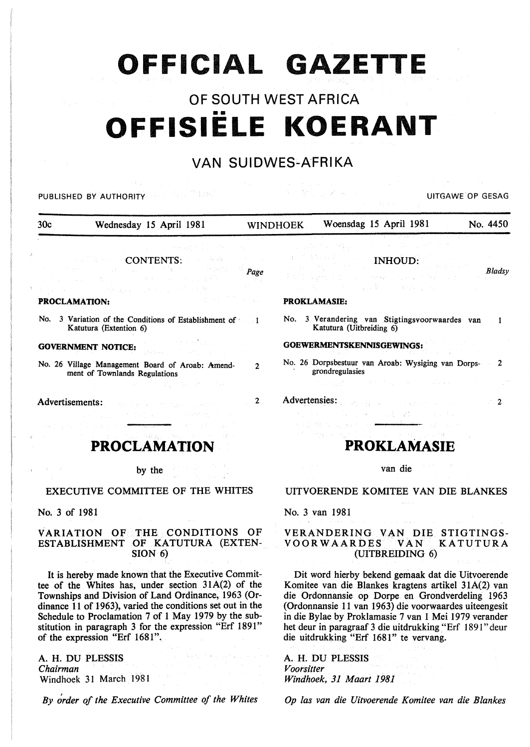# OFFICIAL GAZETTE

## OF SOUTH WEST AFRICA

# OFFISIËLE KOERANT

## VAN SUIDWES-AFRIKA

PUBLISHED BY AUTHORITY — UITGAWE OP GESAG

30c — Wednesday 15 April 1981 — WINDHOEK — Woensdag 15 April 1981 — No. 4450

### CONTENTS:

| | Page |
|---|---|
| **PROCLAMATION:** | |
| No. 3 Variation of the Conditions of Establishment of Katutura (Extention 6) | 1 |
| **GOVERNMENT NOTICE:** | |
| No. 26 Village Management Board of Aroab: Amendment of Townlands Regulations | 2 |
| Advertisements: | 2 |

### INHOUD:

| | *Bladsy* |
|---|---|
| **PROKLAMASIE:** | |
| No. 3 Verandering van Stigtingsvoorwaardes van Katutura (Uitbreiding 6) | 1 |
| **GOEWERMENTSKENNISGEWINGS:** | |
| No. 26 Dorpsbestuur van Aroab: Wysiging van Dorpsgrondregulasies | 2 |
| Advertensies: | 2 |

# PROCLAMATION

by the

EXECUTIVE COMMITTEE OF THE WHITES

No. 3 of 1981

## VARIATION OF THE CONDITIONS OF ESTABLISHMENT OF KATUTURA (EXTENSION 6)

It is hereby made known that the Executive Committee of the Whites has, under section 31A(2) of the Townships and Division of Land Ordinance, 1963 (Ordinance 11 of 1963), varied the conditions set out in the Schedule to Proclamation 7 of 1 May 1979 by the substitution in paragraph 3 for the expression "Erf 1891" of the expression "Erf 1681".

A. H. DU PLESSIS
*Chairman*
Windhoek 31 March 1981

*By order of the Executive Committee of the Whites*

# PROKLAMASIE

van die

UITVOERENDE KOMITEE VAN DIE BLANKES

No. 3 van 1981

## VERANDERING VAN DIE STIGTINGS-VOORWAARDES VAN KATUTURA (UITBREIDING 6)

Dit word hierby bekend gemaak dat die Uitvoerende Komitee van die Blankes kragtens artikel 31A(2) van die Ordonnansie op Dorpe en Grondverdeling 1963 (Ordonnansie 11 van 1963) die voorwaardes uiteengesit in die Bylae by Proklamasie 7 van 1 Mei 1979 verander het deur in paragraaf 3 die uitdrukking "Erf 1891" deur die uitdrukking "Erf 1681" te vervang.

A. H. DU PLESSIS
*Voorsitter*
*Windhoek, 31 Maart 1981*

*Op las van die Uitvoerende Komitee van die Blankes*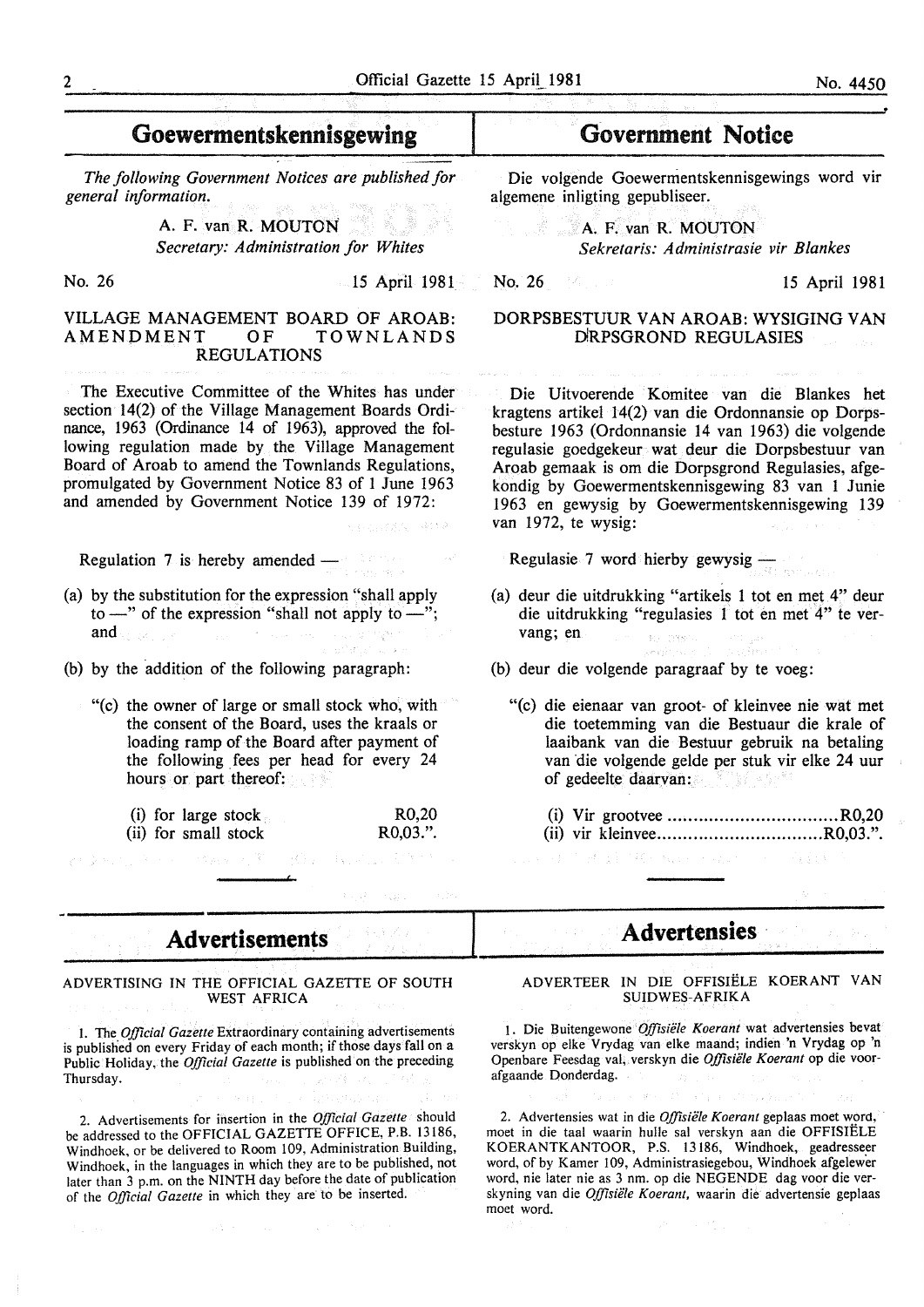# Government Notice

*The following Government Notices are published for general information.*

A. F. van R. MOUTON
*Secretary: Administration for Whites*

No. 26 — 15 April 1981

## VILLAGE MANAGEMENT BOARD OF AROAB: AMENDMENT OF TOWNLANDS REGULATIONS

The Executive Committee of the Whites has under section 14(2) of the Village Management Boards Ordinance, 1963 (Ordinance 14 of 1963), approved the following regulation made by the Village Management Board of Aroab to amend the Townlands Regulations, promulgated by Government Notice 83 of 1 June 1963 and amended by Government Notice 139 of 1972:

Regulation 7 is hereby amended —

(a) by the substitution for the expression "shall apply to —" of the expression "shall not apply to —"; and

(b) by the addition of the following paragraph:

"(c) the owner of large or small stock who, with the consent of the Board, uses the kraals or loading ramp of the Board after payment of the following fees per head for every 24 hours or part thereof:

(i) for large stock R0,20
(ii) for small stock R0,03.".

# Goewermentskennisgewing

Die volgende Goewermentskennisgewings word vir algemene inligting gepubliseer.

A. F. van R. MOUTON
*Sekretaris: Administrasie vir Blankes*

No. 26 — 15 April 1981

## DORPSBESTUUR VAN AROAB: WYSIGING VAN DIRPSGROND REGULASIES

Die Uitvoerende Komitee van die Blankes het kragtens artikel 14(2) van die Ordonnansie op Dorpsbesture 1963 (Ordonnansie 14 van 1963) die volgende regulasie goedgekeur wat deur die Dorpsbestuur van Aroab gemaak is om die Dorpsgrond Regulasies, afgekondig by Goewermentskennisgewing 83 van 1 Junie 1963 en gewysig by Goewermentskennisgewing 139 van 1972, te wysig:

Regulasie 7 word hierby gewysig —

(a) deur die uitdrukking "artikels 1 tot en met 4" deur die uitdrukking "regulasies 1 tot en met 4" te vervang; en

(b) deur die volgende paragraaf by te voeg:

"(c) die eienaar van groot- of kleinvee nie wat met die toetemming van die Bestuur die krale of laaibank van die Bestuur gebruik na betaling van die volgende gelde per stuk vir elke 24 uur of gedeelte daarvan:

(i) Vir grootvee ................................R0,20
(ii) vir kleinvee...............................R0,03.".

# Advertisements

## ADVERTISING IN THE OFFICIAL GAZETTE OF SOUTH WEST AFRICA

1. The *Official Gazette* Extraordinary containing advertisements is published on every Friday of each month; if those days fall on a Public Holiday, the *Official Gazette* is published on the preceding Thursday.

2. Advertisements for insertion in the *Official Gazette* should be addressed to the OFFICIAL GAZETTE OFFICE, P.B. 13186, Windhoek, or be delivered to Room 109, Administration Building, Windhoek, in the languages in which they are to be published, not later than 3 p.m. on the NINTH day before the date of publication of the *Official Gazette* in which they are to be inserted.

# Advertensies

## ADVERTEER IN DIE OFFISIËLE KOERANT VAN SUIDWES-AFRIKA

1. Die Buitengewone *Offisiële Koerant* wat advertensies bevat verskyn op elke Vrydag van elke maand; indien 'n Vrydag op 'n Openbare Feesdag val, verskyn die *Offisiële Koerant* op die voorafgaande Donderdag.

2. Advertensies wat in die *Offisiële Koerant* geplaas moet word, moet in die taal waarin hulle sal verskyn aan die OFFISIËLE KOERANTKANTOOR, P.S. 13186, Windhoek, geadresseer word, of by Kamer 109, Administrasiegebou, Windhoek afgelewer word, nie later nie as 3 nm. op die NEGENDE dag voor die verskyning van die *Offisiële Koerant*, waarin die advertensie geplaas moet word.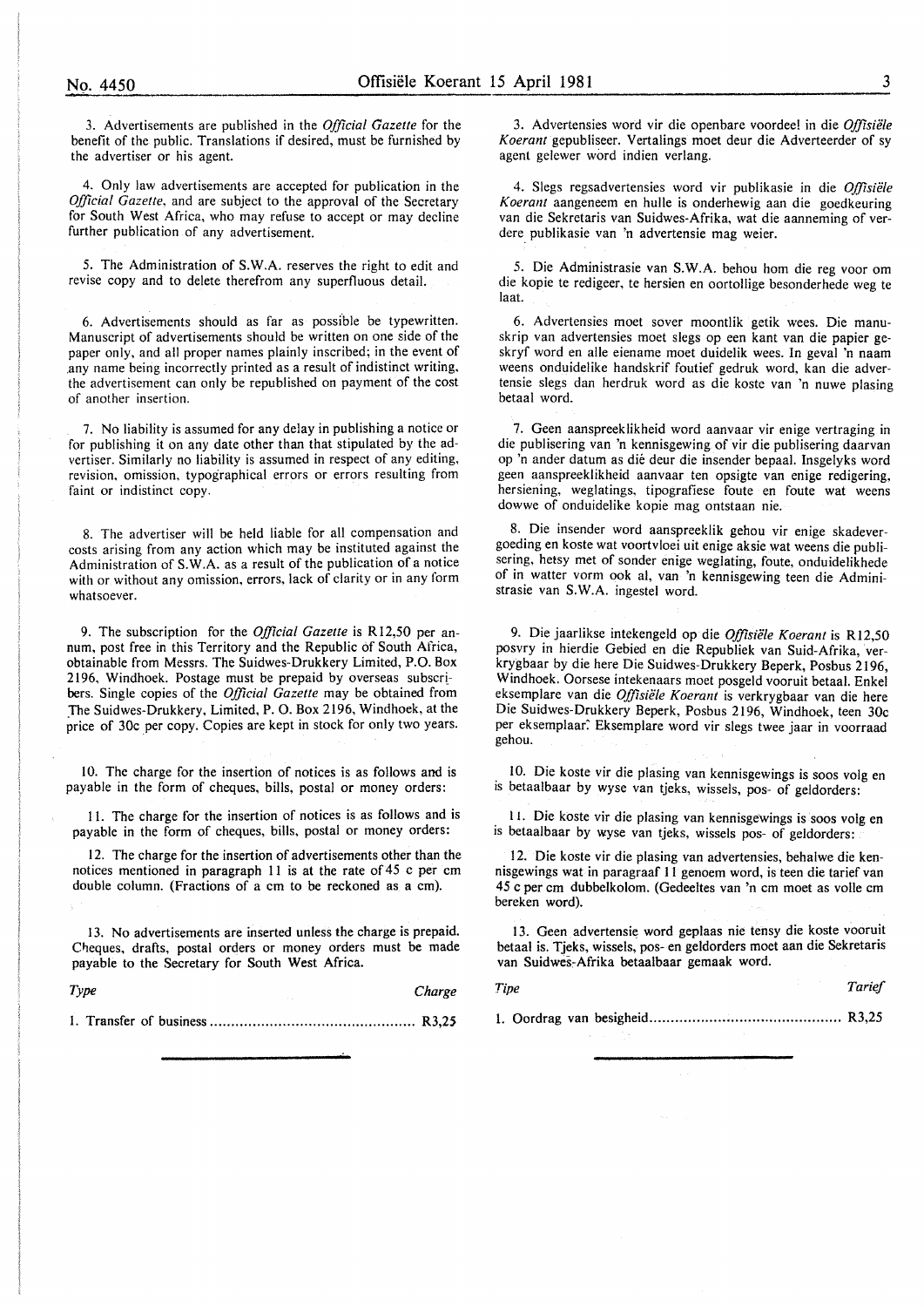3. Advertisements are published in the *Official Gazette* for the benefit of the public. Translations if desired, must be furnished by the advertiser or his agent.

4. Only law advertisements are accepted for publication in the *Official Gazette*, and are subject to the approval of the Secretary for South West Africa, who may refuse to accept or may decline further publication of any advertisement.

5. The Administration of S.W.A. reserves the right to edit and revise copy and to delete therefrom any superfluous detail.

6. Advertisements should as far as possible be typewritten. Manuscript of advertisements should be written on one side of the paper only, and all proper names plainly inscribed; in the event of any name being incorrectly printed as a result of indistinct writing, the advertisement can only be republished on payment of the cost of another insertion.

7. No liability is assumed for any delay in publishing a notice or for publishing it on any date other than that stipulated by the advertiser. Similarly no liability is assumed in respect of any editing, revision, omission, typographical errors or errors resulting from faint or indistinct copy.

8. The advertiser will be held liable for all compensation and costs arising from any action which may be instituted against the Administration of S.W.A. as a result of the publication of a notice with or without any omission, errors, lack of clarity or in any form whatsoever.

9. The subscription for the *Official Gazette* is R12,50 per annum, post free in this Territory and the Republic of South Africa, obtainable from Messrs. The Suidwes-Drukkery Limited, P.O. Box 2196, Windhoek. Postage must be prepaid by overseas subscribers. Single copies of the *Official Gazette* may be obtained from The Suidwes-Drukkery, Limited, P. O. Box 2196, Windhoek, at the price of 30c per copy. Copies are kept in stock for only two years.

10. The charge for the insertion of notices is as follows and is payable in the form of cheques, bills, postal or money orders:

11. The charge for the insertion of notices is as follows and is payable in the form of cheques, bills, postal or money orders:

12. The charge for the insertion of advertisements other than the notices mentioned in paragraph 11 is at the rate of 45 c per cm double column. (Fractions of a cm to be reckoned as a cm).

13. No advertisements are inserted unless the charge is prepaid. Cheques, drafts, postal orders or money orders must be made payable to the Secretary for South West Africa.

| *Type* | *Charge* |
|---|---|
| 1. Transfer of business | R3,25 |

3. Advertensies word vir die openbare voordeel in die *Offisiële Koerant* gepubliseer. Vertalings moet deur die Adverteerder of sy agent gelewer word indien verlang.

4. Slegs regsadvertensies word vir publikasie in die *Offisiële Koerant* aangeneem en hulle is onderhewig aan die goedkeuring van die Sekretaris van Suidwes-Afrika, wat die aanneming of verdere publikasie van 'n advertensie mag weier.

5. Die Administrasie van S.W.A. behou hom die reg voor om die kopie te redigeer, te hersien en oortollige besonderhede weg te laat.

6. Advertensies moet sover moontlik getik wees. Die manuskrip van advertensies moet slegs op een kant van die papier geskryf word en alle eiename moet duidelik wees. In geval 'n naam weens onduidelike handskrif foutief gedruk word, kan die advertensie slegs dan herdruk word as die koste van 'n nuwe plasing betaal word.

7. Geen aanspreeklikheid word aanvaar vir enige vertraging in die publisering van 'n kennisgewing of vir die publisering daarvan op 'n ander datum as dié deur die insender bepaal. Insgelyks word geen aanspreeklikheid aanvaar ten opsigte van enige redigering, hersiening, weglatings, tipografiese foute en foute wat weens dowwe of onduidelike kopie mag ontstaan nie.

8. Die insender word aanspreeklik gehou vir enige skadevergoeding en koste wat voortvloei uit enige aksie wat weens die publisering, hetsy met of sonder enige weglating, foute, onduidelikhede of in watter vorm ook al, van 'n kennisgewing teen die Administrasie van S.W.A. ingestel word.

9. Die jaarlikse intekengeld op die *Offisiële Koerant* is R12,50 posvry in hierdie Gebied en die Republiek van Suid-Afrika, verkrygbaar by die here Die Suidwes-Drukkery Beperk, Posbus 2196, Windhoek. Oorsese intekenaars moet posgeld vooruit betaal. Enkel eksemplare van die *Offisiële Koerant* is verkrygbaar van die here Die Suidwes-Drukkery Beperk, Posbus 2196, Windhoek, teen 30c per eksemplaar. Eksemplare word vir slegs twee jaar in voorraad gehou.

10. Die koste vir die plasing van kennisgewings is soos volg en is betaalbaar by wyse van tjeks, wissels, pos- of geldorders:

11. Die koste vir die plasing van kennisgewings is soos volg en is betaalbaar by wyse van tjeks, wissels pos- of geldorders:

12. Die koste vir die plasing van advertensies, behalwe die kennisgewings wat in paragraaf 11 genoem word, is teen die tarief van 45 c per cm dubbelkolom. (Gedeeltes van 'n cm moet as volle cm bereken word).

13. Geen advertensie word geplaas nie tensy die koste vooruit betaal is. Tjeks, wissels, pos- en geldorders moet aan die Sekretaris van Suidwes-Afrika betaalbaar gemaak word.

| *Tipe* | *Tarief* |
|---|---|
| 1. Oordrag van besigheid | R3,25 |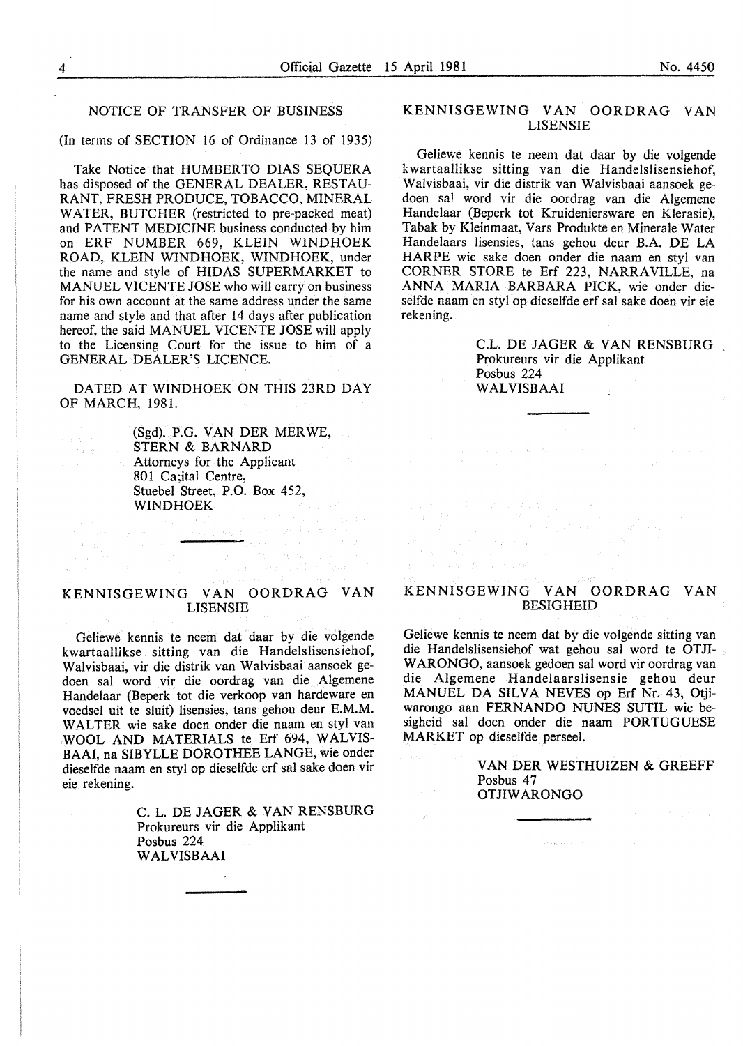## NOTICE OF TRANSFER OF BUSINESS

(In terms of SECTION 16 of Ordinance 13 of 1935)

Take Notice that HUMBERTO DIAS SEQUERA has disposed of the GENERAL DEALER, RESTAURANT, FRESH PRODUCE, TOBACCO, MINERAL WATER, BUTCHER (restricted to pre-packed meat) and PATENT MEDICINE business conducted by him on ERF NUMBER 669, KLEIN WINDHOEK ROAD, KLEIN WINDHOEK, WINDHOEK, under the name and style of HIDAS SUPERMARKET to MANUEL VICENTE JOSE who will carry on business for his own account at the same address under the same name and style and that after 14 days after publication hereof, the said MANUEL VICENTE JOSE will apply to the Licensing Court for the issue to him of a GENERAL DEALER'S LICENCE.

DATED AT WINDHOEK ON THIS 23RD DAY OF MARCH, 1981.

(Sgd). P.G. VAN DER MERWE,
STERN & BARNARD
Attorneys for the Applicant
801 Ca;ital Centre,
Stuebel Street, P.O. Box 452,
WINDHOEK

---

## KENNISGEWING VAN OORDRAG VAN LISENSIE

Geliewe kennis te neem dat daar by die volgende kwartaallikse sitting van die Handelslisensiehof, Walvisbaai, vir die distrik van Walvisbaai aansoek gedoen sal word vir die oordrag van die Algemene Handelaar (Beperk tot die verkoop van hardeware en voedsel uit te sluit) lisensies, tans gehou deur E.M.M. WALTER wie sake doen onder die naam en styl van WOOL AND MATERIALS te Erf 694, WALVISBAAI, na SIBYLLE DOROTHEE LANGE, wie onder dieselfde naam en styl op dieselfde erf sal sake doen vir eie rekening.

C. L. DE JAGER & VAN RENSBURG
Prokureurs vir die Applikant
Posbus 224
WALVISBAAI

---

## KENNISGEWING VAN OORDRAG VAN LISENSIE

Geliewe kennis te neem dat daar by die volgende kwartaallikse sitting van die Handelslisensiehof, Walvisbaai, vir die distrik van Walvisbaai aansoek gedoen sal word vir die oordrag van die Algemene Handelaar (Beperk tot Kruideniersware en Klerasie), Tabak by Kleinmaat, Vars Produkte en Minerale Water Handelaars lisensies, tans gehou deur B.A. DE LA HARPE wie sake doen onder die naam en styl van CORNER STORE te Erf 223, NARRAVILLE, na ANNA MARIA BARBARA PICK, wie onder dieselfde naam en styl op dieselfde erf sal sake doen vir eie rekening.

C.L. DE JAGER & VAN RENSBURG
Prokureurs vir die Applikant
Posbus 224
WALVISBAAI

---

## KENNISGEWING VAN OORDRAG VAN BESIGHEID

Geliewe kennis te neem dat by die volgende sitting van die Handelslisensiehof wat gehou sal word te OTJIWARONGO, aansoek gedoen sal word vir oordrag van die Algemene Handelaarslisensie gehou deur MANUEL DA SILVA NEVES op Erf Nr. 43, Otjiwarongo aan FERNANDO NUNES SUTIL wie besigheid sal doen onder die naam PORTUGUESE MARKET op dieselfde perseel.

VAN DER WESTHUIZEN & GREEFF
Posbus 47
OTJIWARONGO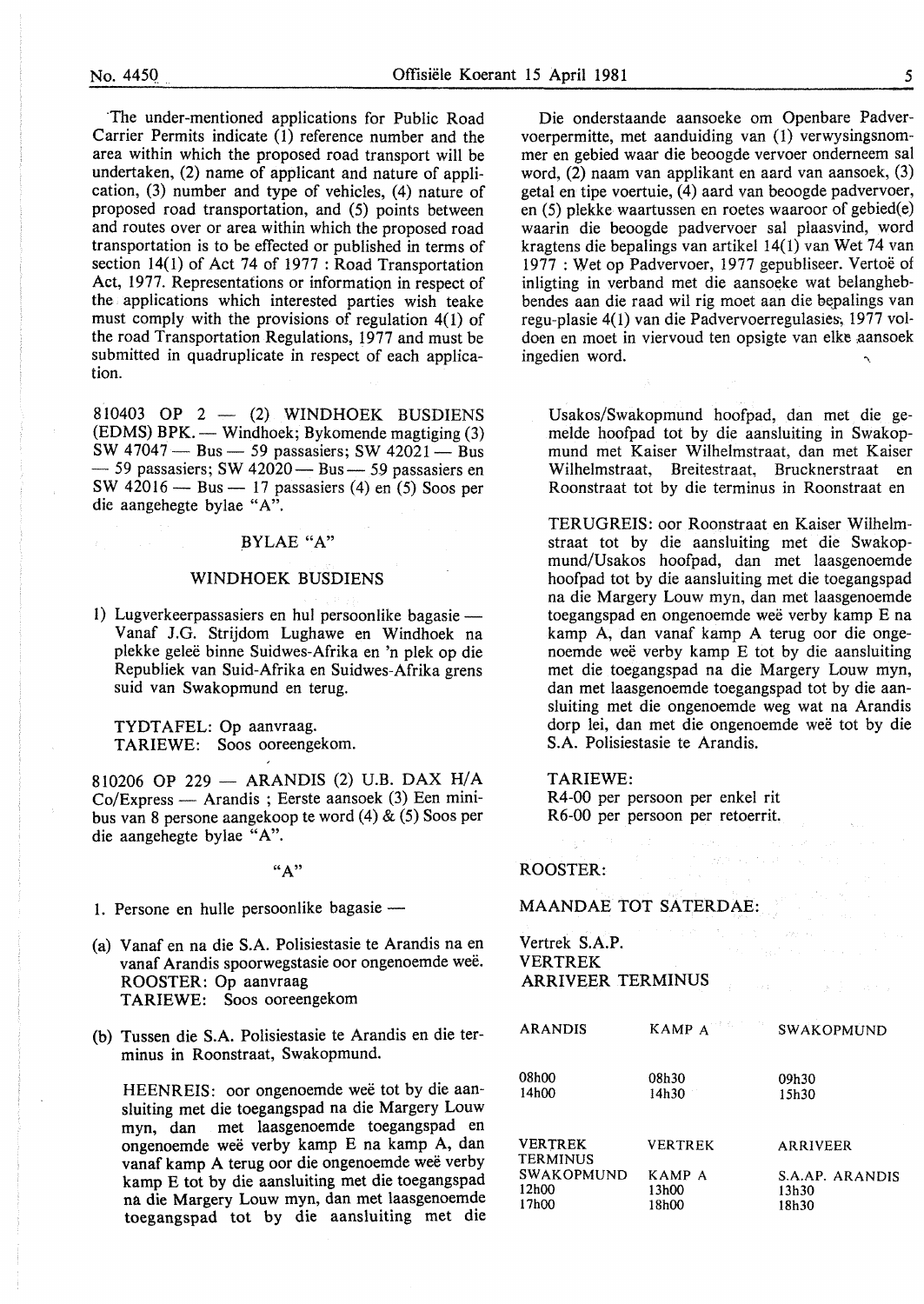The under-mentioned applications for Public Road Carrier Permits indicate (1) reference number and the area within which the proposed road transport will be undertaken, (2) name of applicant and nature of application, (3) number and type of vehicles, (4) nature of proposed road transportation, and (5) points between and routes over or area within which the proposed road transportation is to be effected or published in terms of section 14(1) of Act 74 of 1977 : Road Transportation Act, 1977. Representations or information in respect of the applications which interested parties wish teake must comply with the provisions of regulation 4(1) of the road Transportation Regulations, 1977 and must be submitted in quadruplicate in respect of each application.

Die onderstaande aansoeke om Openbare Padvervoerpermitte, met aanduiding van (1) verwysingsnommer en gebied waar die beoogde vervoer onderneem sal word, (2) naam van applikant en aard van aansoek, (3) getal en tipe voertuie, (4) aard van beoogde padvervoer, en (5) plekke waartussen en roetes waaroor of gebied(e) waarin die beoogde padvervoer sal plaasvind, word kragtens die bepalings van artikel 14(1) van Wet 74 van 1977 : Wet op Padvervoer, 1977 gepubliseer. Vertoë of inligting in verband met die aansoeke wat belanghebbendes aan die raad wil rig moet aan die bepalings van regu-plasie 4(1) van die Padvervoerregulasies, 1977 voldoen en moet in viervoud ten opsigte van elke aansoek ingedien word.

810403 OP 2 — (2) WINDHOEK BUSDIENS (EDMS) BPK. — Windhoek; Bykomende magtiging (3) SW 47047 — Bus — 59 passasiers; SW 42021 — Bus — 59 passasiers; SW 42020 — Bus — 59 passasiers en SW 42016 — Bus — 17 passasiers (4) en (5) Soos per die aangehegte bylae "A".

BYLAE "A"

WINDHOEK BUSDIENS

1) Lugverkeerpassasiers en hul persoonlike bagasie — Vanaf J.G. Strijdom Lughawe en Windhoek na plekke geleë binne Suidwes-Afrika en 'n plek op die Republiek van Suid-Afrika en Suidwes-Afrika grens suid van Swakopmund en terug.

TYDTAFEL: Op aanvraag.
TARIEWE: Soos ooreengekom.

810206 OP 229 — ARANDIS (2) U.B. DAX H/A Co/Express — Arandis ; Eerste aansoek (3) Een minibus van 8 persone aangekoop te word (4) & (5) Soos per die aangehegte bylae "A".

"A"

1. Persone en hulle persoonlike bagasie —

(a) Vanaf en na die S.A. Polisiestasie te Arandis na en vanaf Arandis spoorwegstasie oor ongenoemde weë.
ROOSTER: Op aanvraag
TARIEWE: Soos ooreengekom

(b) Tussen die S.A. Polisiestasie te Arandis en die terminus in Roonstraat, Swakopmund.

HEENREIS: oor ongenoemde weë tot by die aansluiting met die toegangspad na die Margery Louw myn, dan met laasgenoemde toegangspad en ongenoemde weë verby kamp E na kamp A, dan vanaf kamp A terug oor die ongenoemde weë verby kamp E tot by die aansluiting met die toegangspad na die Margery Louw myn, dan met laasgenoemde toegangspad tot by die aansluiting met die Usakos/Swakopmund hoofpad, dan met die gemelde hoofpad tot by die aansluiting in Swakopmund met Kaiser Wilhelmstraat, dan met Kaiser Wilhelmstraat, Breitestraat, Brucknerstraat en Roonstraat tot by die terminus in Roonstraat en

TERUGREIS: oor Roonstraat en Kaiser Wilhelmstraat tot by die aansluiting met die Swakopmund/Usakos hoofpad, dan met laasgenoemde hoofpad tot by die aansluiting met die toegangspad na die Margery Louw myn, dan met laasgenoemde toegangspad en ongenoemde weë verby kamp E na kamp A, dan vanaf kamp A terug oor die ongenoemde weë verby kamp E tot by die aansluiting met die toegangspad na die Margery Louw myn, dan met laasgenoemde toegangspad tot by die aansluiting met die ongenoemde weg wat na Arandis dorp lei, dan met die ongenoemde weë tot by die S.A. Polisiestasie te Arandis.

TARIEWE:
R4-00 per persoon per enkel rit
R6-00 per persoon per retoerrit.

ROOSTER:

MAANDAE TOT SATERDAE:

Vertrek S.A.P.
VERTREK
ARRIVEER TERMINUS

| ARANDIS | KAMP A | SWAKOPMUND |
|---|---|---|
| 08h00 | 08h30 | 09h30 |
| 14h00 | 14h30 | 15h30 |

| VERTREK TERMINUS SWAKOPMUND | VERTREK KAMP A | ARRIVEER S.A.AP. ARANDIS |
|---|---|---|
| 12h00 | 13h00 | 13h30 |
| 17h00 | 18h00 | 18h30 |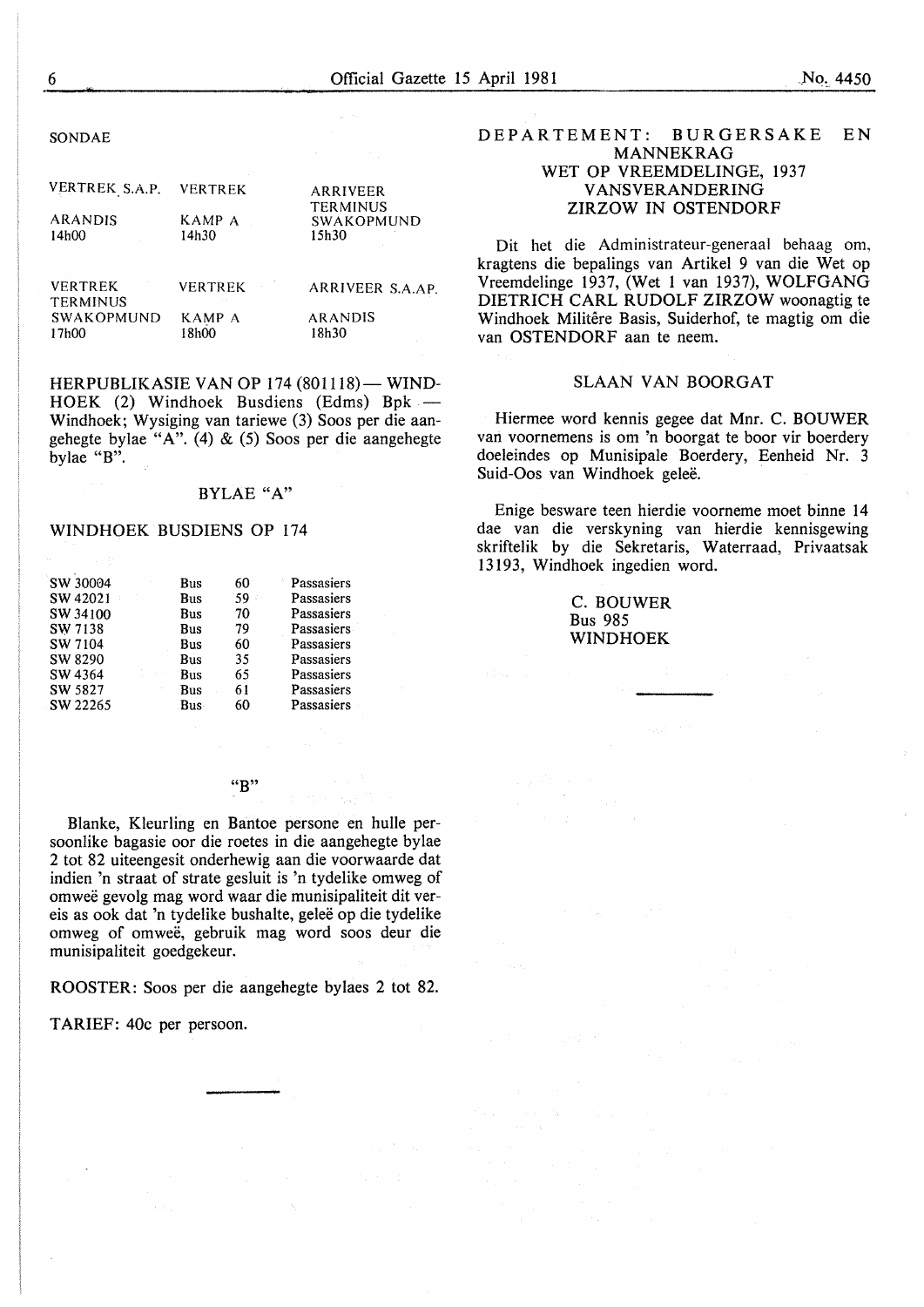SONDAE

| | | |
|---|---|---|
| VERTREK S.A.P. | VERTREK | ARRIVEER TERMINUS |
| ARANDIS | KAMP A | SWAKOPMUND |
| 14h00 | 14h30 | 15h30 |

| | | |
|---|---|---|
| VERTREK TERMINUS | VERTREK | ARRIVEER S.A.AP. |
| SWAKOPMUND | KAMP A | ARANDIS |
| 17h00 | 18h00 | 18h30 |

HERPUBLIKASIE VAN OP 174 (801118) — WINDHOEK (2) Windhoek Busdiens (Edms) Bpk — Windhoek; Wysiging van tariewe (3) Soos per die aangehegte bylae "A". (4) & (5) Soos per die aangehegte bylae "B".

BYLAE "A"

WINDHOEK BUSDIENS OP 174

| | | | |
|---|---|---|---|
| SW 30004 | Bus | 60 | Passasiers |
| SW 42021 | Bus | 59 | Passasiers |
| SW 34100 | Bus | 70 | Passasiers |
| SW 7138 | Bus | 79 | Passasiers |
| SW 7104 | Bus | 60 | Passasiers |
| SW 8290 | Bus | 35 | Passasiers |
| SW 4364 | Bus | 65 | Passasiers |
| SW 5827 | Bus | 61 | Passasiers |
| SW 22265 | Bus | 60 | Passasiers |

"B"

Blanke, Kleurling en Bantoe persone en hulle persoonlike bagasie oor die roetes in die aangehegte bylae 2 tot 82 uiteengesit onderhewig aan die voorwaarde dat indien 'n straat of strate gesluit is 'n tydelike omweg of omweë gevolg mag word waar die munisipaliteit dit vereis as ook dat 'n tydelike bushalte, geleë op die tydelike omweg of omweë, gebruik mag word soos deur die munisipaliteit goedgekeur.

ROOSTER: Soos per die aangehegte bylaes 2 tot 82.

TARIEF: 40c per persoon.

---

## DEPARTEMENT: BURGERSAKE EN MANNEKRAG
## WET OP VREEMDELINGE, 1937
## VANSVERANDERING
## ZIRZOW IN OSTENDORF

Dit het die Administrateur-generaal behaag om, kragtens die bepalings van Artikel 9 van die Wet op Vreemdelinge 1937, (Wet 1 van 1937), WOLFGANG DIETRICH CARL RUDOLF ZIRZOW woonagtig te Windhoek Militêre Basis, Suiderhof, te magtig om die van OSTENDORF aan te neem.

## SLAAN VAN BOORGAT

Hiermee word kennis gegee dat Mnr. C. BOUWER van voornemens is om 'n boorgat te boor vir boerdery doeleindes op Munisipale Boerdery, Eenheid Nr. 3 Suid-Oos van Windhoek geleë.

Enige besware teen hierdie voorneme moet binne 14 dae van die verskyning van hierdie kennisgewing skriftelik by die Sekretaris, Waterraad, Privaatsak 13193, Windhoek ingedien word.

C. BOUWER
Bus 985
WINDHOEK